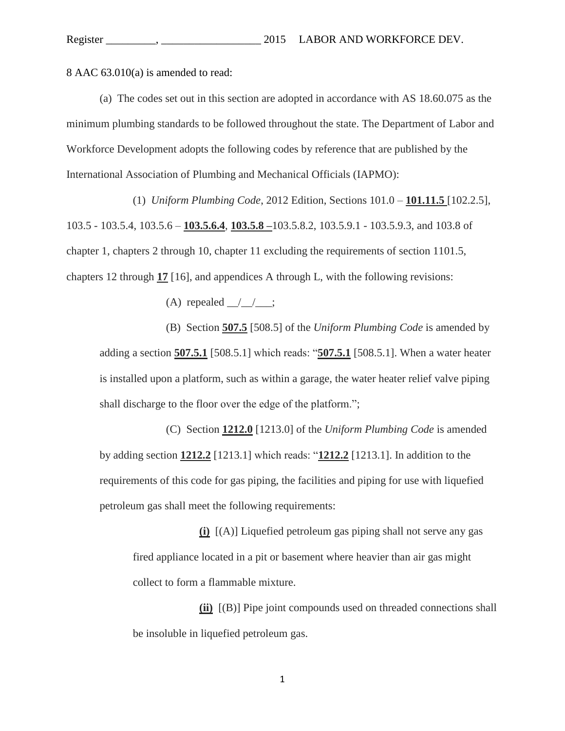8 AAC 63.010(a) is amended to read:

(a) The codes set out in this section are adopted in accordance with AS 18.60.075 as the minimum plumbing standards to be followed throughout the state. The Department of Labor and Workforce Development adopts the following codes by reference that are published by the International Association of Plumbing and Mechanical Officials (IAPMO):

(1) *Uniform Plumbing Code*, 2012 Edition, Sections 101.0 – **101.11.5** [102.2.5], 103.5 - 103.5.4, 103.5.6 – **103.5.6.4**, **103.5.8 –**103.5.8.2, 103.5.9.1 - 103.5.9.3, and 103.8 of chapter 1, chapters 2 through 10, chapter 11 excluding the requirements of section 1101.5, chapters 12 through **17** [16], and appendices A through L, with the following revisions:

(A) repealed __/__/___;

(B) Section **507.5** [508.5] of the *Uniform Plumbing Code* is amended by adding a section **507.5.1** [508.5.1] which reads: "**507.5.1** [508.5.1]. When a water heater is installed upon a platform, such as within a garage, the water heater relief valve piping shall discharge to the floor over the edge of the platform.";

(C) Section **1212.0** [1213.0] of the *Uniform Plumbing Code* is amended by adding section **1212.2** [1213.1] which reads: "**1212.2** [1213.1]. In addition to the requirements of this code for gas piping, the facilities and piping for use with liquefied petroleum gas shall meet the following requirements:

**(i)** [(A)] Liquefied petroleum gas piping shall not serve any gas fired appliance located in a pit or basement where heavier than air gas might collect to form a flammable mixture.

**(ii)** [(B)] Pipe joint compounds used on threaded connections shall be insoluble in liquefied petroleum gas.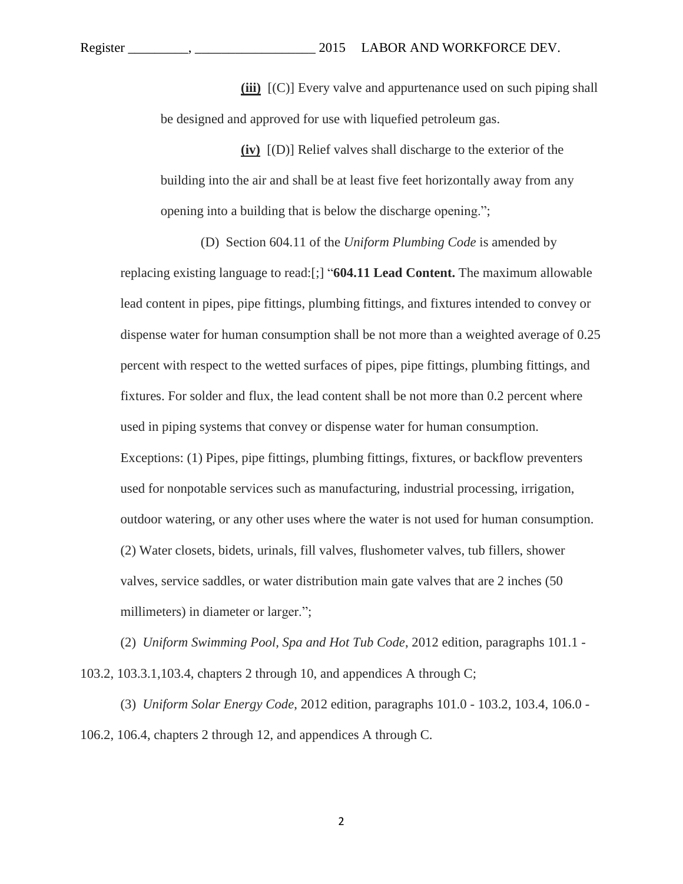**(iii)** [(C)] Every valve and appurtenance used on such piping shall be designed and approved for use with liquefied petroleum gas.

**(iv)** [(D)] Relief valves shall discharge to the exterior of the building into the air and shall be at least five feet horizontally away from any opening into a building that is below the discharge opening.";

(D) Section 604.11 of the *Uniform Plumbing Code* is amended by replacing existing language to read:[;] "**604.11 Lead Content.** The maximum allowable lead content in pipes, pipe fittings, plumbing fittings, and fixtures intended to convey or dispense water for human consumption shall be not more than a weighted average of 0.25 percent with respect to the wetted surfaces of pipes, pipe fittings, plumbing fittings, and fixtures. For solder and flux, the lead content shall be not more than 0.2 percent where used in piping systems that convey or dispense water for human consumption. Exceptions: (1) Pipes, pipe fittings, plumbing fittings, fixtures, or backflow preventers used for nonpotable services such as manufacturing, industrial processing, irrigation, outdoor watering, or any other uses where the water is not used for human consumption. (2) Water closets, bidets, urinals, fill valves, flushometer valves, tub fillers, shower valves, service saddles, or water distribution main gate valves that are 2 inches (50 millimeters) in diameter or larger.";

(2) *Uniform Swimming Pool, Spa and Hot Tub Code*, 2012 edition, paragraphs 101.1 - 103.2, 103.3.1,103.4, chapters 2 through 10, and appendices A through C;

(3) *Uniform Solar Energy Code*, 2012 edition, paragraphs 101.0 - 103.2, 103.4, 106.0 - 106.2, 106.4, chapters 2 through 12, and appendices A through C.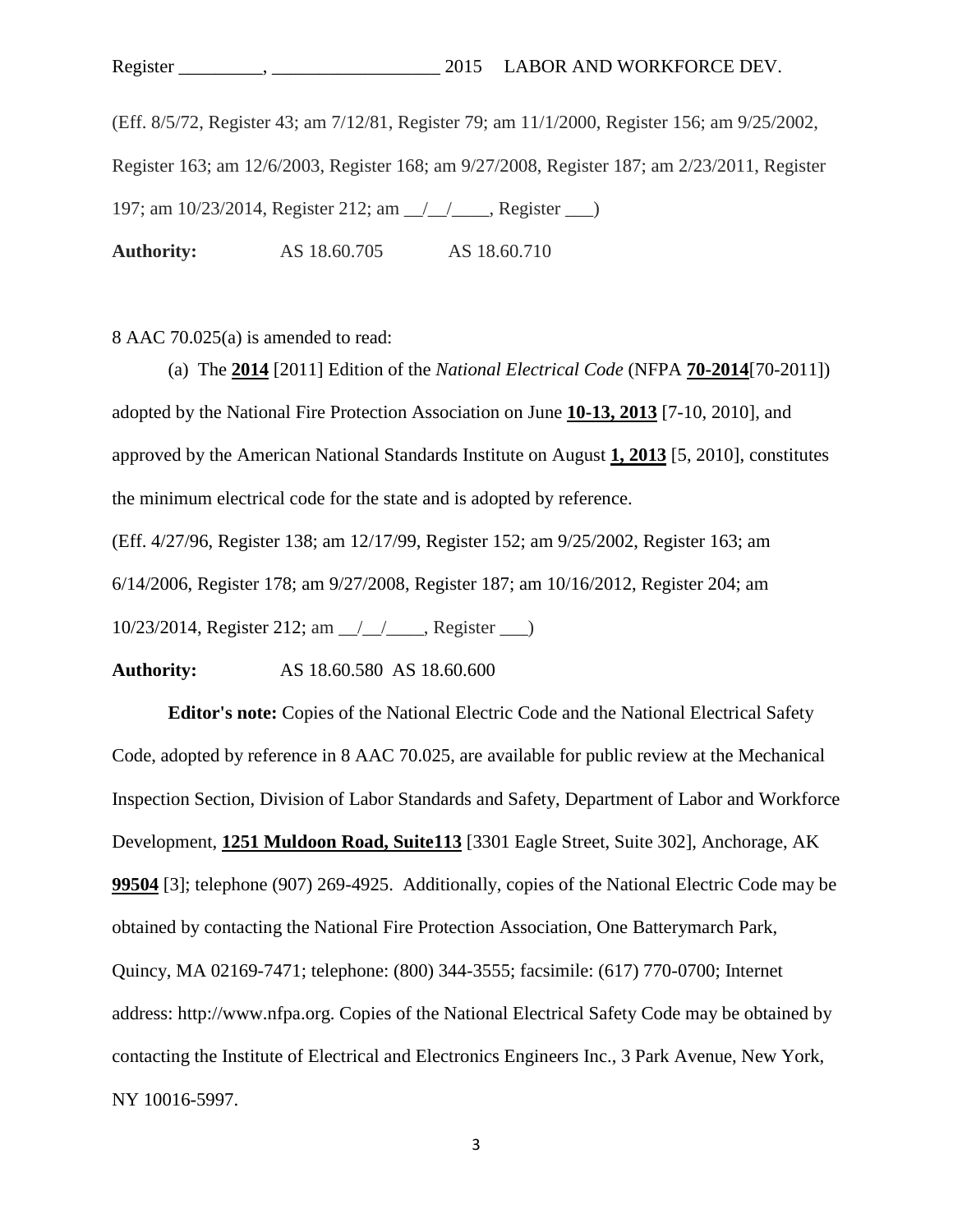(Eff. 8/5/72, Register 43; am 7/12/81, Register 79; am 11/1/2000, Register 156; am 9/25/2002, Register 163; am 12/6/2003, Register 168; am 9/27/2008, Register 187; am 2/23/2011, Register 197; am 10/23/2014, Register 212; am __/__/____, Register ___)

**Authority:** AS 18.60.705 AS 18.60.710

8 AAC 70.025(a) is amended to read:

(a) The **2014** [2011] Edition of the *National Electrical Code* (NFPA **70-2014**[70-2011]) adopted by the National Fire Protection Association on June **10-13, 2013** [7-10, 2010], and approved by the American National Standards Institute on August **1, 2013** [5, 2010], constitutes the minimum electrical code for the state and is adopted by reference.

(Eff. 4/27/96, Register 138; am 12/17/99, Register 152; am 9/25/2002, Register 163; am 6/14/2006, Register 178; am 9/27/2008, Register 187; am 10/16/2012, Register 204; am 10/23/2014, Register 212; am __/__/____, Register ___)

**Authority:** AS 18.60.580 AS 18.60.600

**Editor's note:** Copies of the National Electric Code and the National Electrical Safety Code, adopted by reference in 8 AAC 70.025, are available for public review at the Mechanical Inspection Section, Division of Labor Standards and Safety, Department of Labor and Workforce Development, **1251 Muldoon Road, Suite113** [3301 Eagle Street, Suite 302], Anchorage, AK **99504** [3]; telephone (907) 269-4925. Additionally, copies of the National Electric Code may be obtained by contacting the National Fire Protection Association, One Batterymarch Park, Quincy, MA 02169-7471; telephone: (800) 344-3555; facsimile: (617) 770-0700; Internet address: http://www.nfpa.org. Copies of the National Electrical Safety Code may be obtained by contacting the Institute of Electrical and Electronics Engineers Inc., 3 Park Avenue, New York, NY 10016-5997.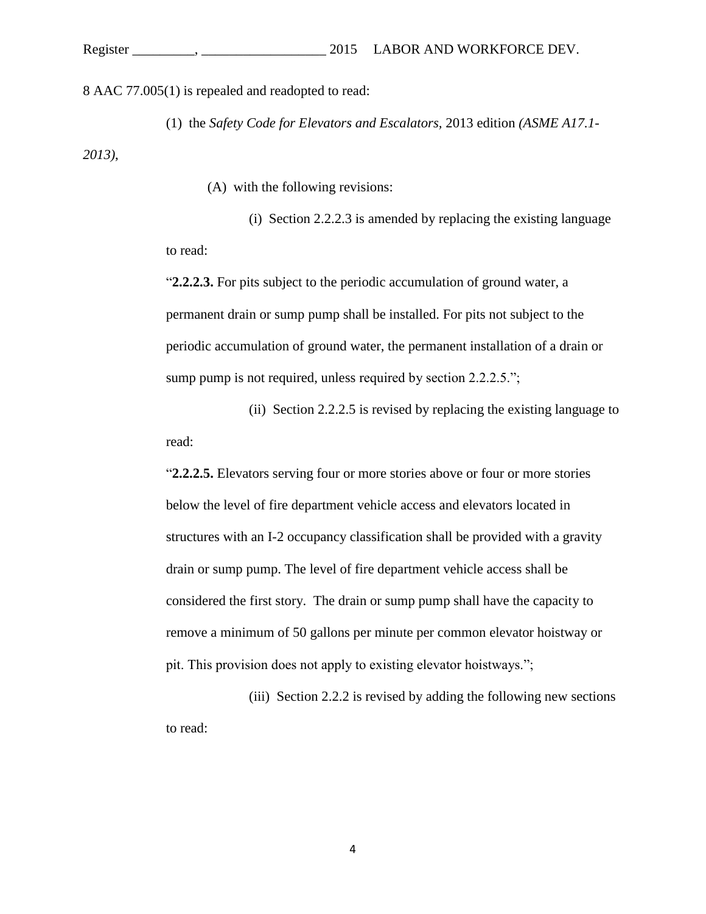8 AAC 77.005(1) is repealed and readopted to read:

(1) the *Safety Code for Elevators and Escalators*, 2013 edition *(ASME A17.1-2013)*,

(A) with the following revisions:

(i) Section 2.2.2.3 is amended by replacing the existing language to read:

"**2.2.2.3.** For pits subject to the periodic accumulation of ground water, a permanent drain or sump pump shall be installed. For pits not subject to the periodic accumulation of ground water, the permanent installation of a drain or sump pump is not required, unless required by section 2.2.2.5.";

(ii) Section 2.2.2.5 is revised by replacing the existing language to read:

"**2.2.2.5.** Elevators serving four or more stories above or four or more stories below the level of fire department vehicle access and elevators located in structures with an I-2 occupancy classification shall be provided with a gravity drain or sump pump. The level of fire department vehicle access shall be considered the first story. The drain or sump pump shall have the capacity to remove a minimum of 50 gallons per minute per common elevator hoistway or pit. This provision does not apply to existing elevator hoistways.";

(iii) Section 2.2.2 is revised by adding the following new sections to read: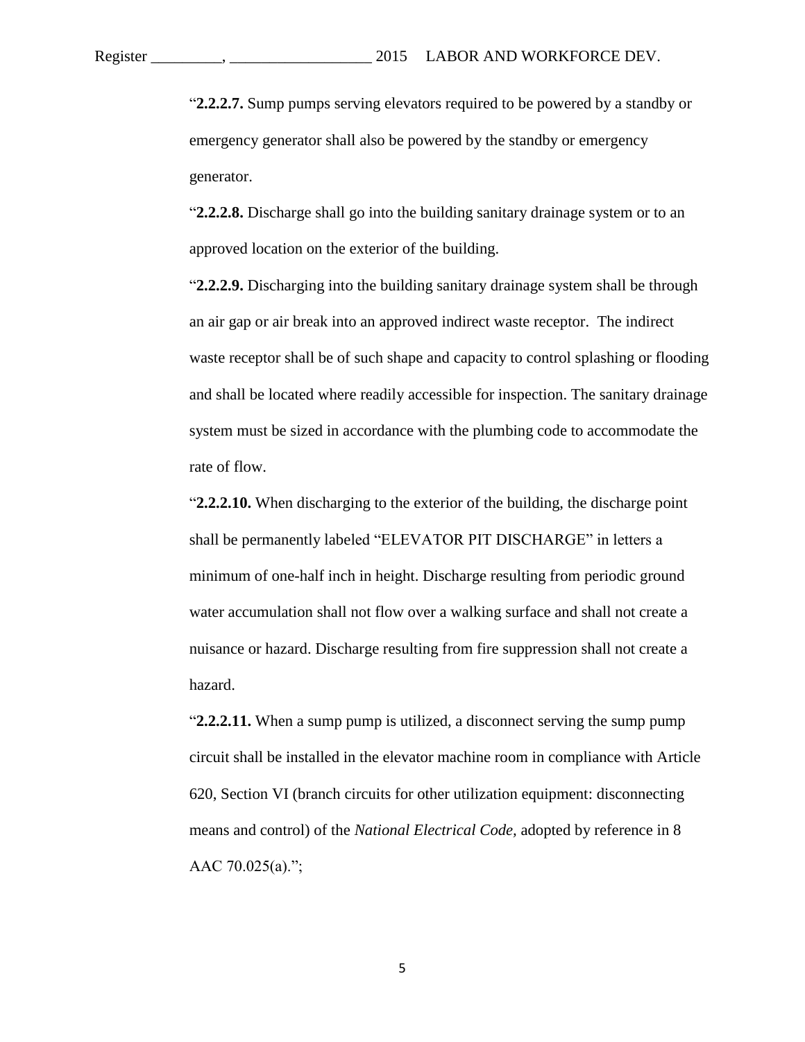"**2.2.2.7.** Sump pumps serving elevators required to be powered by a standby or emergency generator shall also be powered by the standby or emergency generator.

"**2.2.2.8.** Discharge shall go into the building sanitary drainage system or to an approved location on the exterior of the building.

"**2.2.2.9.** Discharging into the building sanitary drainage system shall be through an air gap or air break into an approved indirect waste receptor. The indirect waste receptor shall be of such shape and capacity to control splashing or flooding and shall be located where readily accessible for inspection. The sanitary drainage system must be sized in accordance with the plumbing code to accommodate the rate of flow.

"**2.2.2.10.** When discharging to the exterior of the building, the discharge point shall be permanently labeled "ELEVATOR PIT DISCHARGE" in letters a minimum of one-half inch in height. Discharge resulting from periodic ground water accumulation shall not flow over a walking surface and shall not create a nuisance or hazard. Discharge resulting from fire suppression shall not create a hazard.

"**2.2.2.11.** When a sump pump is utilized, a disconnect serving the sump pump circuit shall be installed in the elevator machine room in compliance with Article 620, Section VI (branch circuits for other utilization equipment: disconnecting means and control) of the *National Electrical Code,* adopted by reference in 8 AAC 70.025(a).";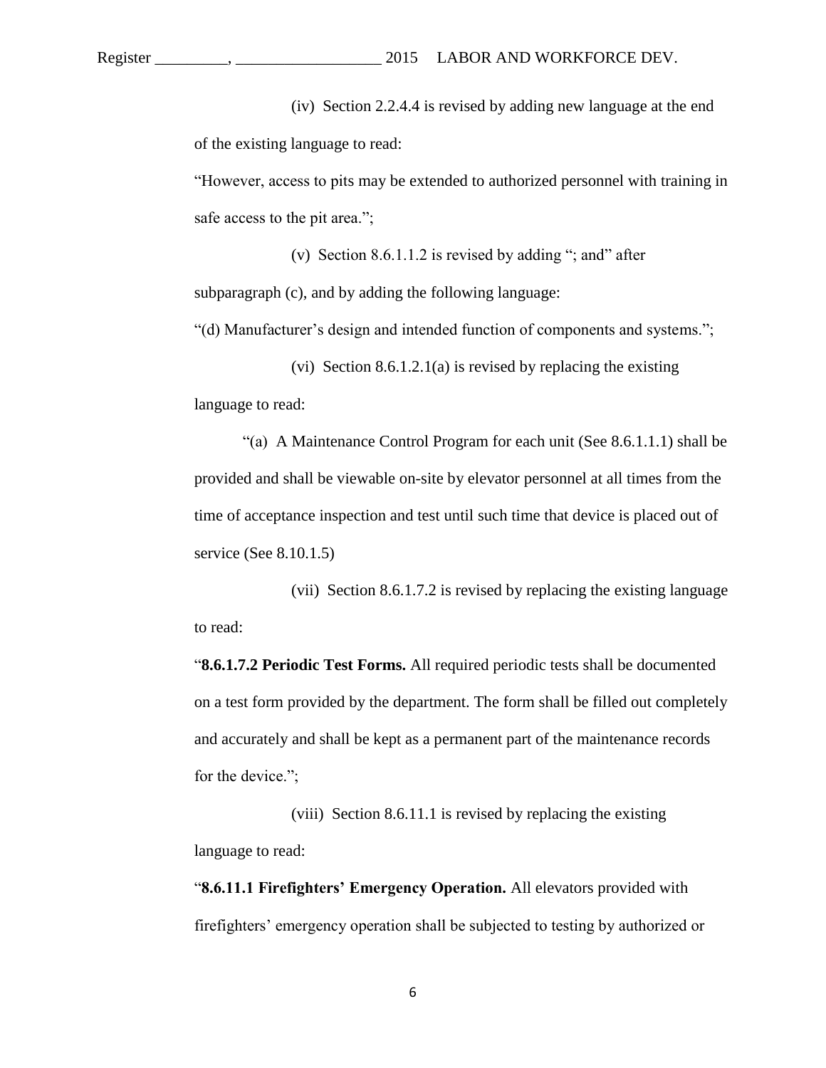(iv) Section 2.2.4.4 is revised by adding new language at the end of the existing language to read:

"However, access to pits may be extended to authorized personnel with training in safe access to the pit area.";

(v) Section 8.6.1.1.2 is revised by adding "; and" after subparagraph (c), and by adding the following language:

"(d) Manufacturer's design and intended function of components and systems.";

(vi) Section 8.6.1.2.1(a) is revised by replacing the existing language to read:

"(a) A Maintenance Control Program for each unit (See 8.6.1.1.1) shall be provided and shall be viewable on-site by elevator personnel at all times from the time of acceptance inspection and test until such time that device is placed out of service (See 8.10.1.5)

(vii) Section 8.6.1.7.2 is revised by replacing the existing language to read:

"**8.6.1.7.2 Periodic Test Forms.** All required periodic tests shall be documented on a test form provided by the department. The form shall be filled out completely and accurately and shall be kept as a permanent part of the maintenance records for the device.";

(viii) Section 8.6.11.1 is revised by replacing the existing language to read:

"**8.6.11.1 Firefighters' Emergency Operation.** All elevators provided with firefighters' emergency operation shall be subjected to testing by authorized or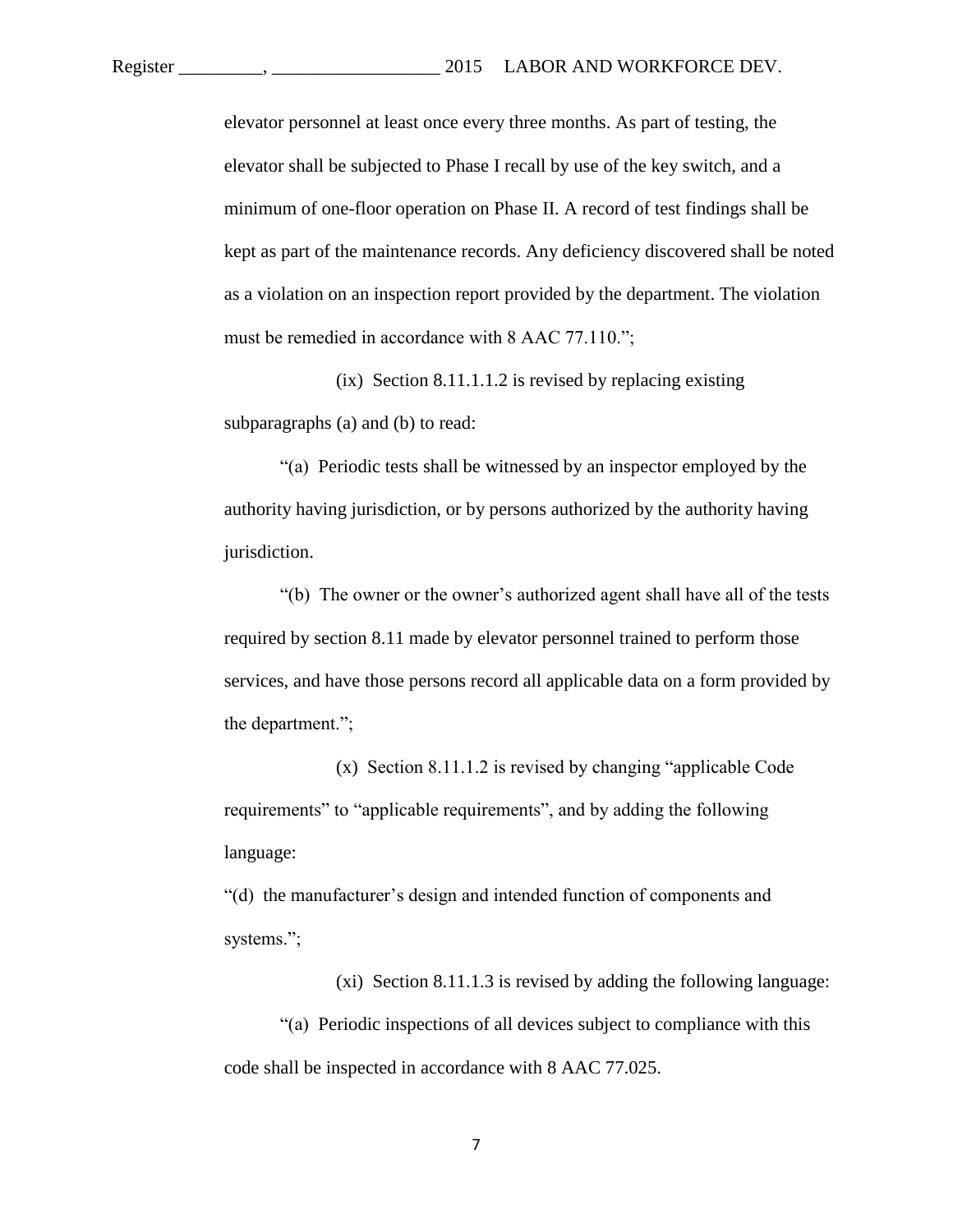elevator personnel at least once every three months. As part of testing, the elevator shall be subjected to Phase I recall by use of the key switch, and a minimum of one-floor operation on Phase II. A record of test findings shall be kept as part of the maintenance records. Any deficiency discovered shall be noted as a violation on an inspection report provided by the department. The violation must be remedied in accordance with 8 AAC 77.110.";

(ix) Section 8.11.1.1.2 is revised by replacing existing subparagraphs (a) and (b) to read:

"(a) Periodic tests shall be witnessed by an inspector employed by the authority having jurisdiction, or by persons authorized by the authority having jurisdiction.

"(b) The owner or the owner's authorized agent shall have all of the tests required by section 8.11 made by elevator personnel trained to perform those services, and have those persons record all applicable data on a form provided by the department.";

(x) Section 8.11.1.2 is revised by changing "applicable Code requirements" to "applicable requirements", and by adding the following language:

"(d) the manufacturer's design and intended function of components and systems.";

(xi) Section 8.11.1.3 is revised by adding the following language:

"(a) Periodic inspections of all devices subject to compliance with this code shall be inspected in accordance with 8 AAC 77.025.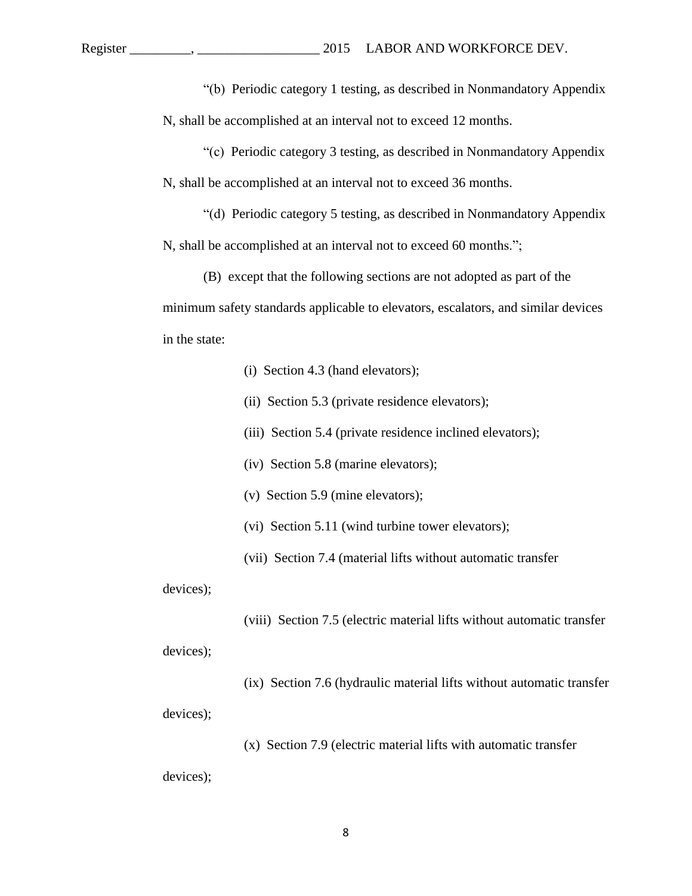"(b) Periodic category 1 testing, as described in Nonmandatory Appendix N, shall be accomplished at an interval not to exceed 12 months.

"(c) Periodic category 3 testing, as described in Nonmandatory Appendix N, shall be accomplished at an interval not to exceed 36 months.

"(d) Periodic category 5 testing, as described in Nonmandatory Appendix N, shall be accomplished at an interval not to exceed 60 months.";

(B) except that the following sections are not adopted as part of the minimum safety standards applicable to elevators, escalators, and similar devices in the state:

(i) Section 4.3 (hand elevators);

(ii) Section 5.3 (private residence elevators);

(iii) Section 5.4 (private residence inclined elevators);

(iv) Section 5.8 (marine elevators);

(v) Section 5.9 (mine elevators);

(vi) Section 5.11 (wind turbine tower elevators);

(vii) Section 7.4 (material lifts without automatic transfer devices);

(viii) Section 7.5 (electric material lifts without automatic transfer devices);

(ix) Section 7.6 (hydraulic material lifts without automatic transfer devices);

(x) Section 7.9 (electric material lifts with automatic transfer devices);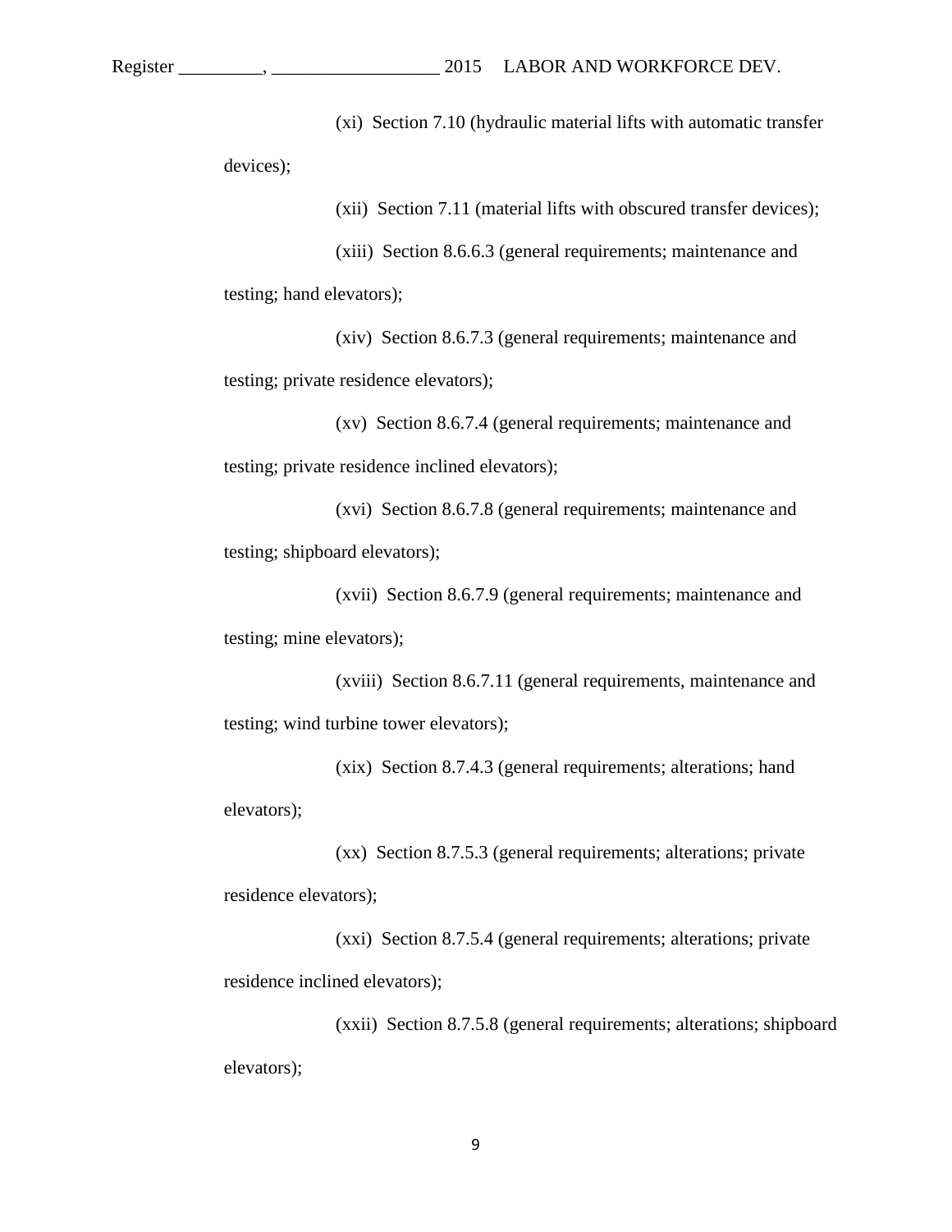(xi) Section 7.10 (hydraulic material lifts with automatic transfer devices);

(xii) Section 7.11 (material lifts with obscured transfer devices);

(xiii) Section 8.6.6.3 (general requirements; maintenance and testing; hand elevators);

(xiv) Section 8.6.7.3 (general requirements; maintenance and testing; private residence elevators);

(xv) Section 8.6.7.4 (general requirements; maintenance and testing; private residence inclined elevators);

(xvi) Section 8.6.7.8 (general requirements; maintenance and testing; shipboard elevators);

(xvii) Section 8.6.7.9 (general requirements; maintenance and testing; mine elevators);

(xviii) Section 8.6.7.11 (general requirements, maintenance and testing; wind turbine tower elevators);

(xix) Section 8.7.4.3 (general requirements; alterations; hand elevators);

(xx) Section 8.7.5.3 (general requirements; alterations; private residence elevators);

(xxi) Section 8.7.5.4 (general requirements; alterations; private residence inclined elevators);

(xxii) Section 8.7.5.8 (general requirements; alterations; shipboard elevators);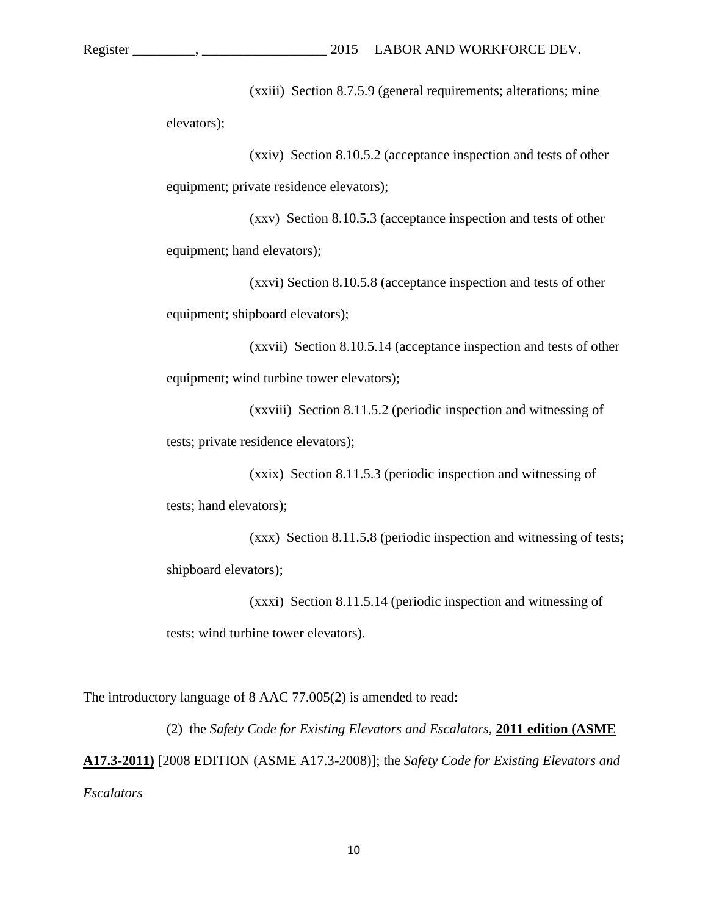(xxiii) Section 8.7.5.9 (general requirements; alterations; mine elevators);

(xxiv) Section 8.10.5.2 (acceptance inspection and tests of other equipment; private residence elevators);

(xxv) Section 8.10.5.3 (acceptance inspection and tests of other equipment; hand elevators);

(xxvi) Section 8.10.5.8 (acceptance inspection and tests of other equipment; shipboard elevators);

(xxvii) Section 8.10.5.14 (acceptance inspection and tests of other equipment; wind turbine tower elevators);

(xxviii) Section 8.11.5.2 (periodic inspection and witnessing of tests; private residence elevators);

(xxix) Section 8.11.5.3 (periodic inspection and witnessing of tests; hand elevators);

(xxx) Section 8.11.5.8 (periodic inspection and witnessing of tests; shipboard elevators);

(xxxi) Section 8.11.5.14 (periodic inspection and witnessing of tests; wind turbine tower elevators).

The introductory language of 8 AAC 77.005(2) is amended to read:

(2) the *Safety Code for Existing Elevators and Escalators*, **<u>2011 edition (ASME A17.3-2011)</u>** [2008 EDITION (ASME A17.3-2008)]; the *Safety Code for Existing Elevators and Escalators*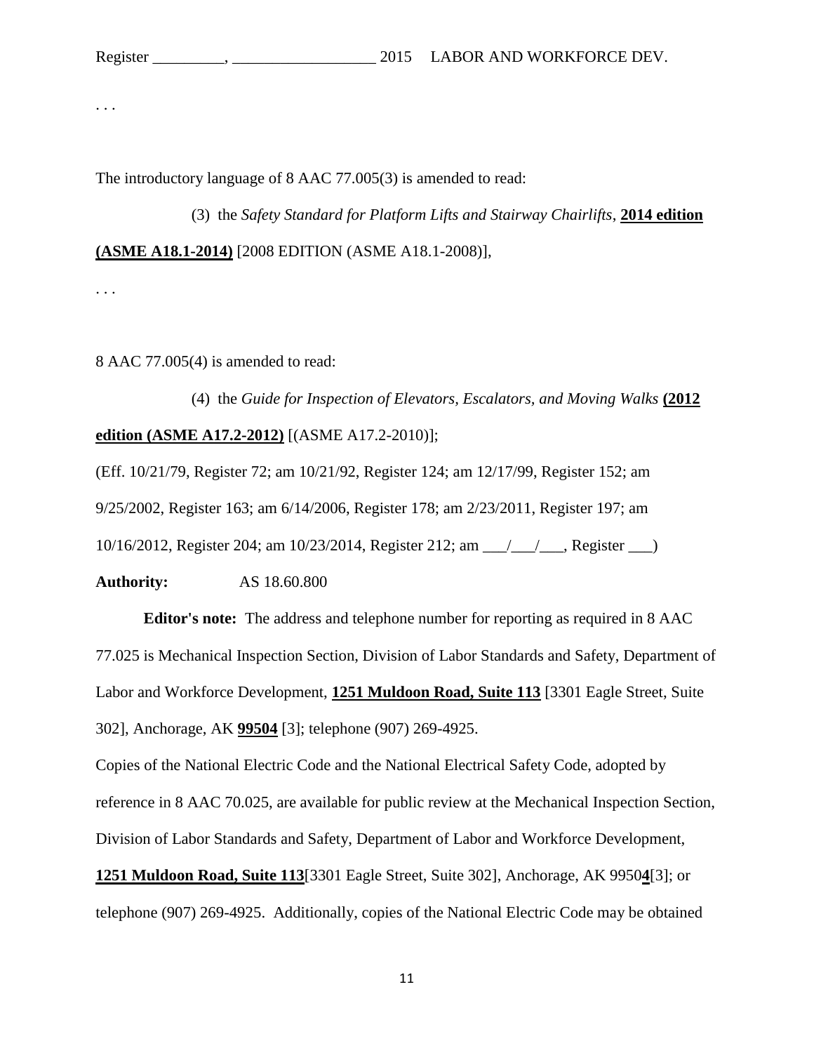. . .

The introductory language of 8 AAC 77.005(3) is amended to read:

(3) the *Safety Standard for Platform Lifts and Stairway Chairlifts*, **2014 edition (ASME A18.1-2014)** [2008 EDITION (ASME A18.1-2008)],

. . .

8 AAC 77.005(4) is amended to read:

(4) the *Guide for Inspection of Elevators, Escalators, and Moving Walks* **(2012 edition (ASME A17.2-2012)** [(ASME A17.2-2010)];

(Eff. 10/21/79, Register 72; am 10/21/92, Register 124; am 12/17/99, Register 152; am 9/25/2002, Register 163; am 6/14/2006, Register 178; am 2/23/2011, Register 197; am 10/16/2012, Register 204; am 10/23/2014, Register 212; am \_\_\_/\_\_\_/\_\_\_, Register \_\_\_)

**Authority:** AS 18.60.800

**Editor's note:** The address and telephone number for reporting as required in 8 AAC 77.025 is Mechanical Inspection Section, Division of Labor Standards and Safety, Department of Labor and Workforce Development, **1251 Muldoon Road, Suite 113** [3301 Eagle Street, Suite 302], Anchorage, AK **99504** [3]; telephone (907) 269-4925.

Copies of the National Electric Code and the National Electrical Safety Code, adopted by reference in 8 AAC 70.025, are available for public review at the Mechanical Inspection Section, Division of Labor Standards and Safety, Department of Labor and Workforce Development, **1251 Muldoon Road, Suite 113**[3301 Eagle Street, Suite 302], Anchorage, AK 9950**4**[3]; or telephone (907) 269-4925. Additionally, copies of the National Electric Code may be obtained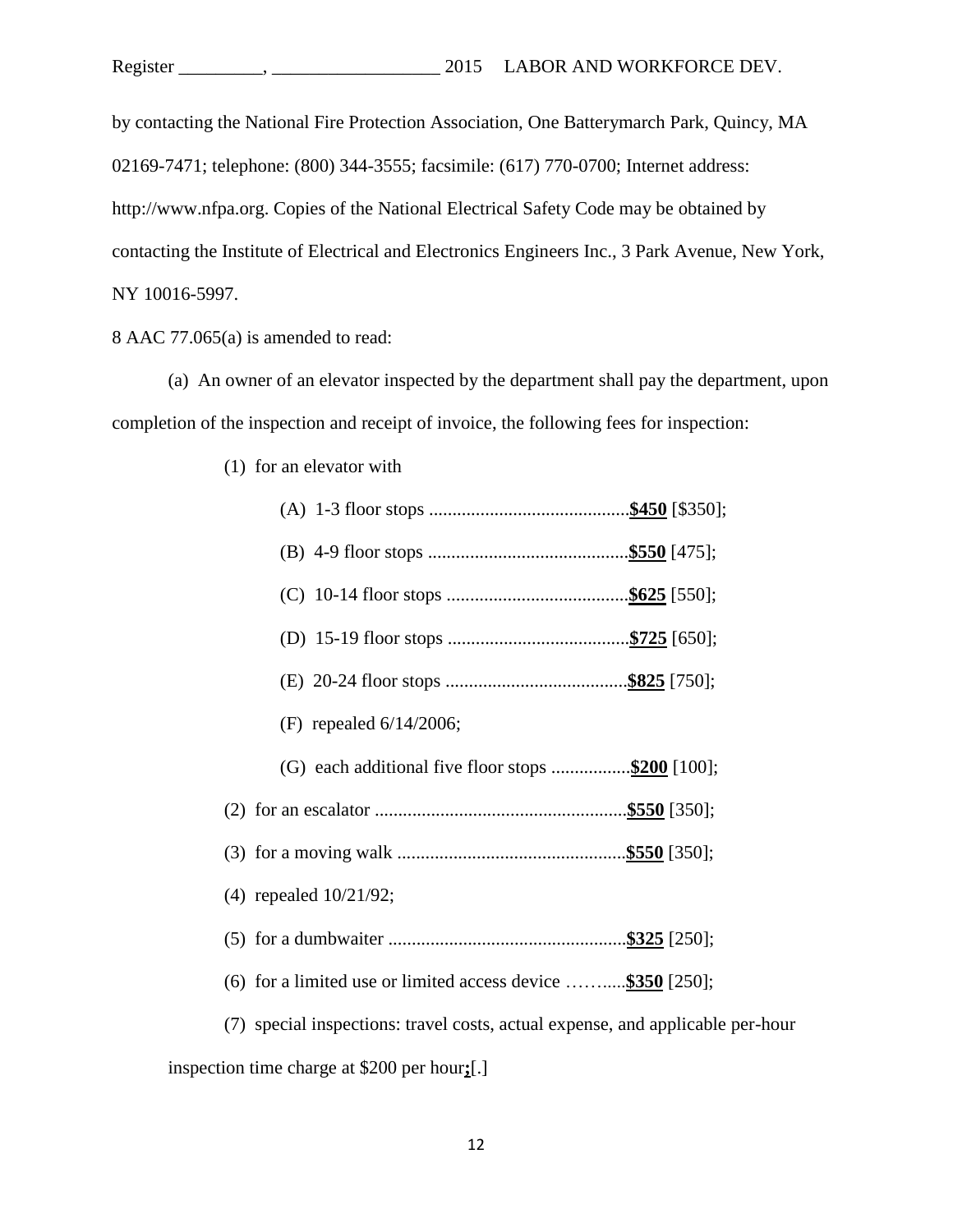by contacting the National Fire Protection Association, One Batterymarch Park, Quincy, MA 02169-7471; telephone: (800) 344-3555; facsimile: (617) 770-0700; Internet address: http://www.nfpa.org. Copies of the National Electrical Safety Code may be obtained by contacting the Institute of Electrical and Electronics Engineers Inc., 3 Park Avenue, New York, NY 10016-5997.

8 AAC 77.065(a) is amended to read:

(a) An owner of an elevator inspected by the department shall pay the department, upon completion of the inspection and receipt of invoice, the following fees for inspection:

(1) for an elevator with

(A) 1-3 floor stops ..........................................**$450** [$350];

(B) 4-9 floor stops ..........................................**$550** [475];

(C) 10-14 floor stops ......................................**$625** [550];

(D) 15-19 floor stops ......................................**$725** [650];

(E) 20-24 floor stops ......................................**$825** [750];

(F) repealed 6/14/2006;

(G) each additional five floor stops .................**$200** [100];

(2) for an escalator .....................................................**$550** [350];

(3) for a moving walk ................................................**$550** [350];

(4) repealed 10/21/92;

(5) for a dumbwaiter ..................................................**$325** [250];

(6) for a limited use or limited access device ……......**$350** [250];

(7) special inspections: travel costs, actual expense, and applicable per-hour inspection time charge at $200 per hour**;**[.]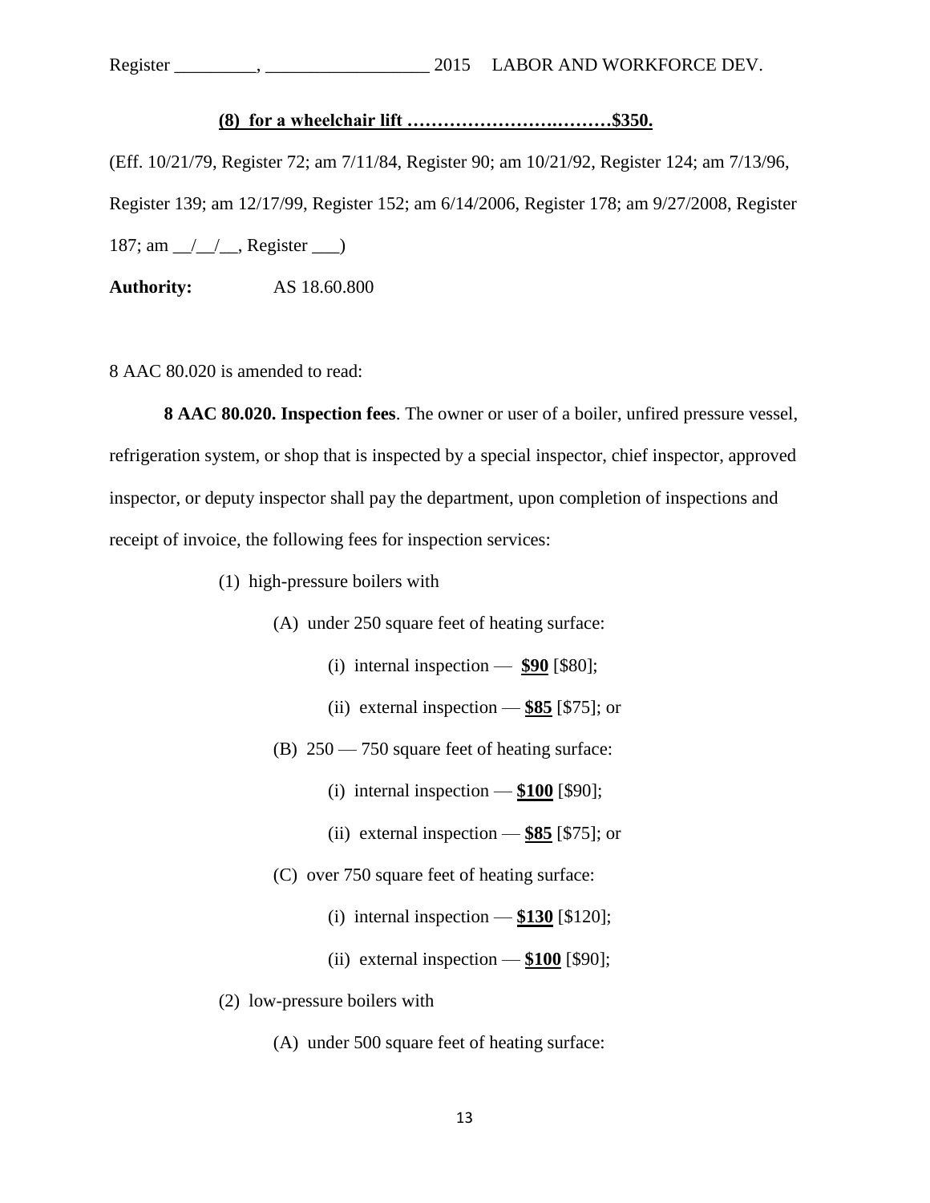**<u>(8) for a wheelchair lift ……………………….………$350.</u>**

(Eff. 10/21/79, Register 72; am 7/11/84, Register 90; am 10/21/92, Register 124; am 7/13/96, Register 139; am 12/17/99, Register 152; am 6/14/2006, Register 178; am 9/27/2008, Register 187; am __/__/__, Register ___)

**Authority:** AS 18.60.800

8 AAC 80.020 is amended to read:

**8 AAC 80.020. Inspection fees**. The owner or user of a boiler, unfired pressure vessel, refrigeration system, or shop that is inspected by a special inspector, chief inspector, approved inspector, or deputy inspector shall pay the department, upon completion of inspections and receipt of invoice, the following fees for inspection services:

(1) high-pressure boilers with

(A) under 250 square feet of heating surface:

(i) internal inspection — **<u>$90</u>** [$80];

(ii) external inspection — **<u>$85</u>** [$75]; or

(B) 250 — 750 square feet of heating surface:

(i) internal inspection — **<u>$100</u>** [$90];

(ii) external inspection — **<u>$85</u>** [$75]; or

(C) over 750 square feet of heating surface:

(i) internal inspection — **<u>$130</u>** [$120];

(ii) external inspection — **<u>$100</u>** [$90];

(2) low-pressure boilers with

(A) under 500 square feet of heating surface: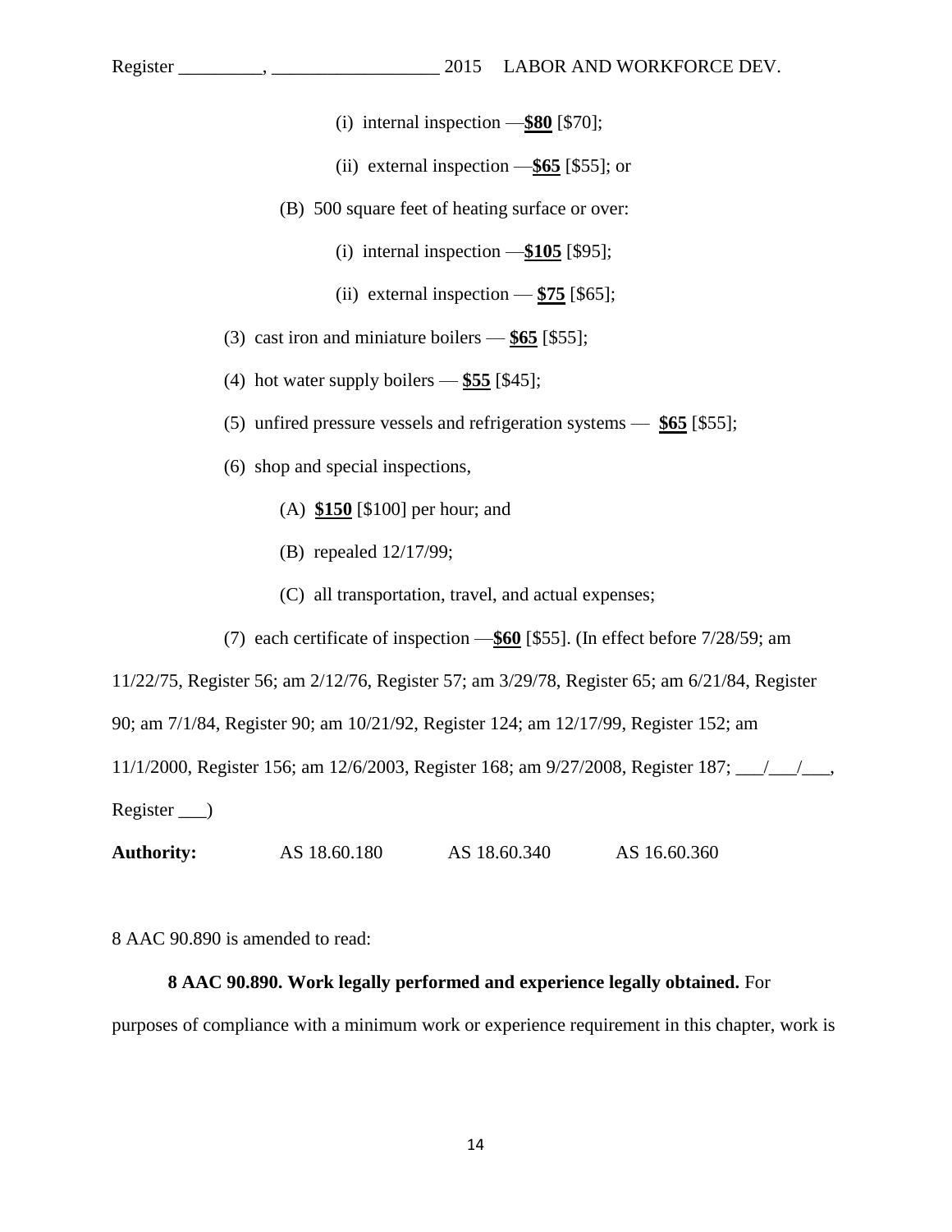(i) internal inspection —**<u>$80</u>** [$70];

(ii) external inspection —**<u>$65</u>** [$55]; or

(B) 500 square feet of heating surface or over:

(i) internal inspection —**<u>$105</u>** [$95];

(ii) external inspection — **<u>$75</u>** [$65];

(3) cast iron and miniature boilers — **<u>$65</u>** [$55];

(4) hot water supply boilers — **<u>$55</u>** [$45];

(5) unfired pressure vessels and refrigeration systems — **<u>$65</u>** [$55];

(6) shop and special inspections,

(A) **<u>$150</u>** [$100] per hour; and

(B) repealed 12/17/99;

(C) all transportation, travel, and actual expenses;

(7) each certificate of inspection —**<u>$60</u>** [$55]. (In effect before 7/28/59; am 11/22/75, Register 56; am 2/12/76, Register 57; am 3/29/78, Register 65; am 6/21/84, Register 90; am 7/1/84, Register 90; am 10/21/92, Register 124; am 12/17/99, Register 152; am 11/1/2000, Register 156; am 12/6/2003, Register 168; am 9/27/2008, Register 187; \_\_\_/\_\_\_/\_\_\_, Register \_\_\_)

**Authority:** AS 18.60.180 AS 18.60.340 AS 16.60.360

8 AAC 90.890 is amended to read:

**8 AAC 90.890. Work legally performed and experience legally obtained.** For purposes of compliance with a minimum work or experience requirement in this chapter, work is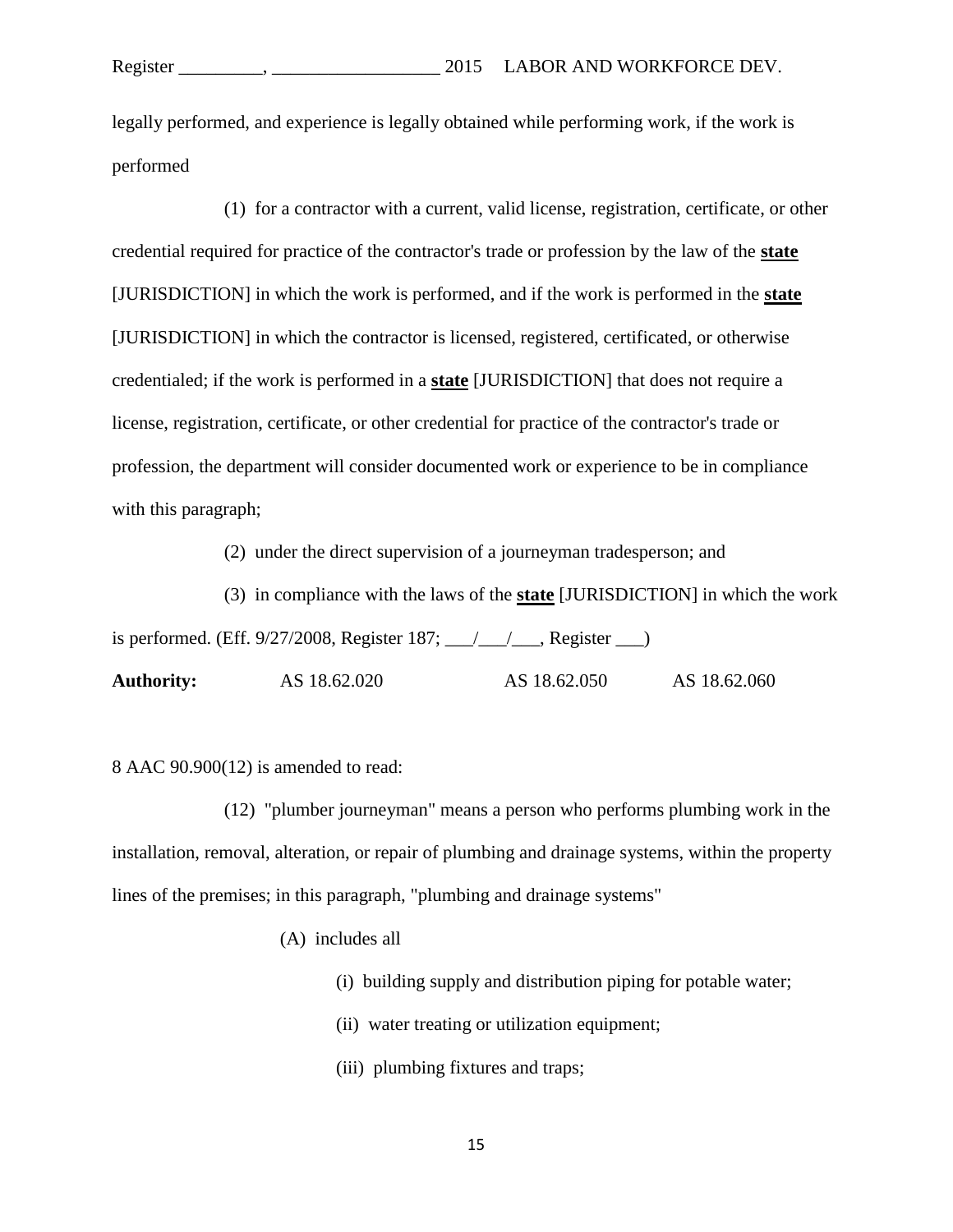legally performed, and experience is legally obtained while performing work, if the work is performed

(1) for a contractor with a current, valid license, registration, certificate, or other credential required for practice of the contractor's trade or profession by the law of the **state** [JURISDICTION] in which the work is performed, and if the work is performed in the **state** [JURISDICTION] in which the contractor is licensed, registered, certificated, or otherwise credentialed; if the work is performed in a **state** [JURISDICTION] that does not require a license, registration, certificate, or other credential for practice of the contractor's trade or profession, the department will consider documented work or experience to be in compliance with this paragraph;

(2) under the direct supervision of a journeyman tradesperson; and

(3) in compliance with the laws of the **state** [JURISDICTION] in which the work is performed. (Eff. 9/27/2008, Register 187; ___/___/___, Register ___)

**Authority:** AS 18.62.020 AS 18.62.050 AS 18.62.060

8 AAC 90.900(12) is amended to read:

(12) "plumber journeyman" means a person who performs plumbing work in the installation, removal, alteration, or repair of plumbing and drainage systems, within the property lines of the premises; in this paragraph, "plumbing and drainage systems"

(A) includes all

(i) building supply and distribution piping for potable water;

(ii) water treating or utilization equipment;

(iii) plumbing fixtures and traps;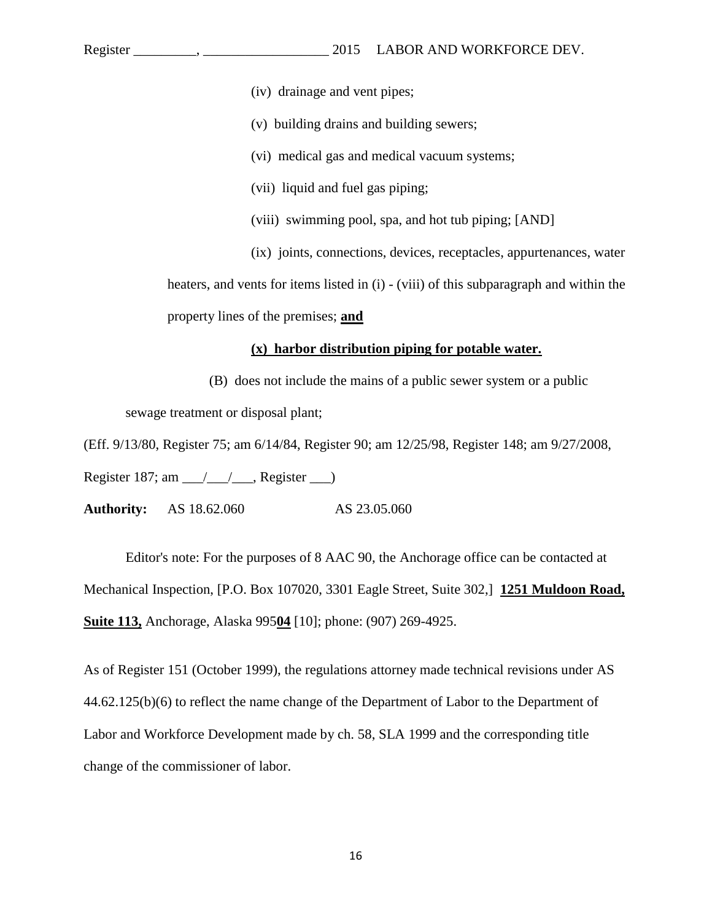(iv) drainage and vent pipes;

(v) building drains and building sewers;

(vi) medical gas and medical vacuum systems;

(vii) liquid and fuel gas piping;

(viii) swimming pool, spa, and hot tub piping; [AND]

(ix) joints, connections, devices, receptacles, appurtenances, water heaters, and vents for items listed in (i) - (viii) of this subparagraph and within the property lines of the premises; **and**

**(x) harbor distribution piping for potable water.**

(B) does not include the mains of a public sewer system or a public sewage treatment or disposal plant;

(Eff. 9/13/80, Register 75; am 6/14/84, Register 90; am 12/25/98, Register 148; am 9/27/2008, Register 187; am \_\_\_/\_\_\_/\_\_\_, Register \_\_\_)

**Authority:** AS 18.62.060 AS 23.05.060

Editor's note: For the purposes of 8 AAC 90, the Anchorage office can be contacted at Mechanical Inspection, [P.O. Box 107020, 3301 Eagle Street, Suite 302,] **1251 Muldoon Road, Suite 113,** Anchorage, Alaska 995**04** [10]; phone: (907) 269-4925.

As of Register 151 (October 1999), the regulations attorney made technical revisions under AS 44.62.125(b)(6) to reflect the name change of the Department of Labor to the Department of Labor and Workforce Development made by ch. 58, SLA 1999 and the corresponding title change of the commissioner of labor.